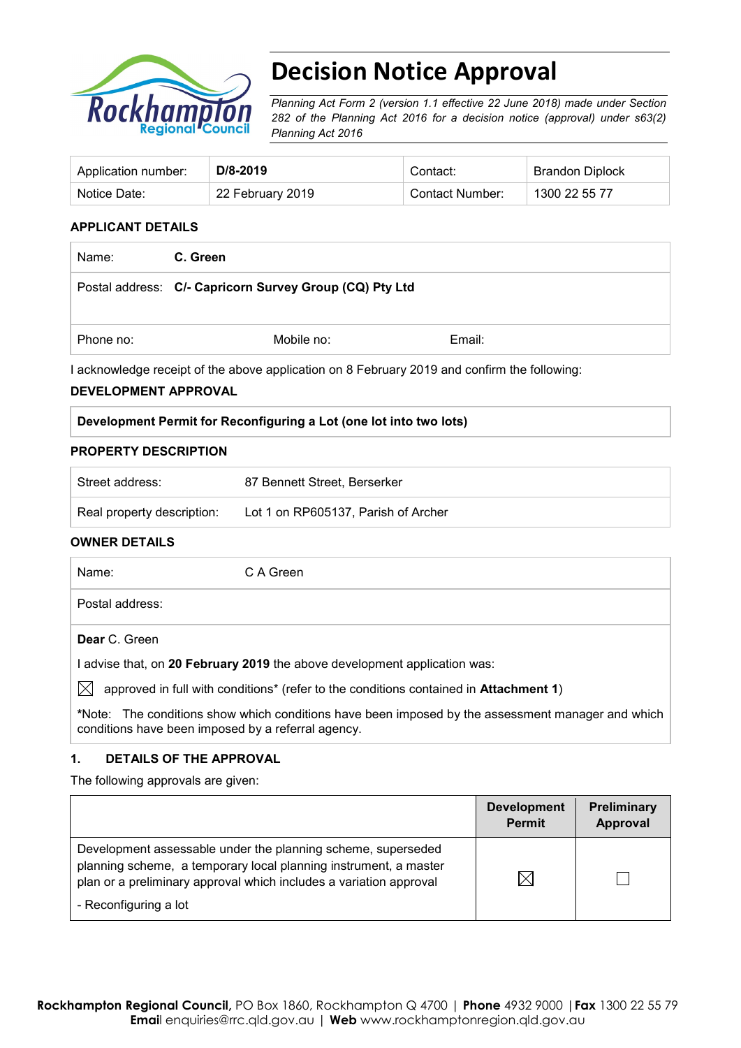# Decision Notice Approval

*Planning Act Form 2 (version 1.1 effective 22 June 2018) made under Section 282 of the Planning Act 2016 for a decision notice (approval) under s63(2) Planning Act 2016*

| Application number: | **D/8-2019** | Contact: | Brandon Diplock |
|---|---|---|---|
| Notice Date: | 22 February 2019 | Contact Number: | 1300 22 55 77 |

## APPLICANT DETAILS

| | |
|---|---|
| Name: | **C. Green** |
| Postal address: | **C/- Capricorn Survey Group (CQ) Pty Ltd** |
| Phone no: | Mobile no: Email: |

I acknowledge receipt of the above application on 8 February 2019 and confirm the following:

## DEVELOPMENT APPROVAL

**Development Permit for Reconfiguring a Lot (one lot into two lots)**

## PROPERTY DESCRIPTION

| | |
|---|---|
| Street address: | 87 Bennett Street, Berserker |
| Real property description: | Lot 1 on RP605137, Parish of Archer |

## OWNER DETAILS

| | |
|---|---|
| Name: | C A Green |
| Postal address: | |

**Dear** C. Green

I advise that, on **20 February 2019** the above development application was:

☒ approved in full with conditions* (refer to the conditions contained in **Attachment 1**)

*Note: The conditions show which conditions have been imposed by the assessment manager and which conditions have been imposed by a referral agency.

## 1. DETAILS OF THE APPROVAL

The following approvals are given:

| | Development Permit | Preliminary Approval |
|---|---|---|
| Development assessable under the planning scheme, superseded planning scheme, a temporary local planning instrument, a master plan or a preliminary approval which includes a variation approval<br>- Reconfiguring a lot | ☒ | ☐ |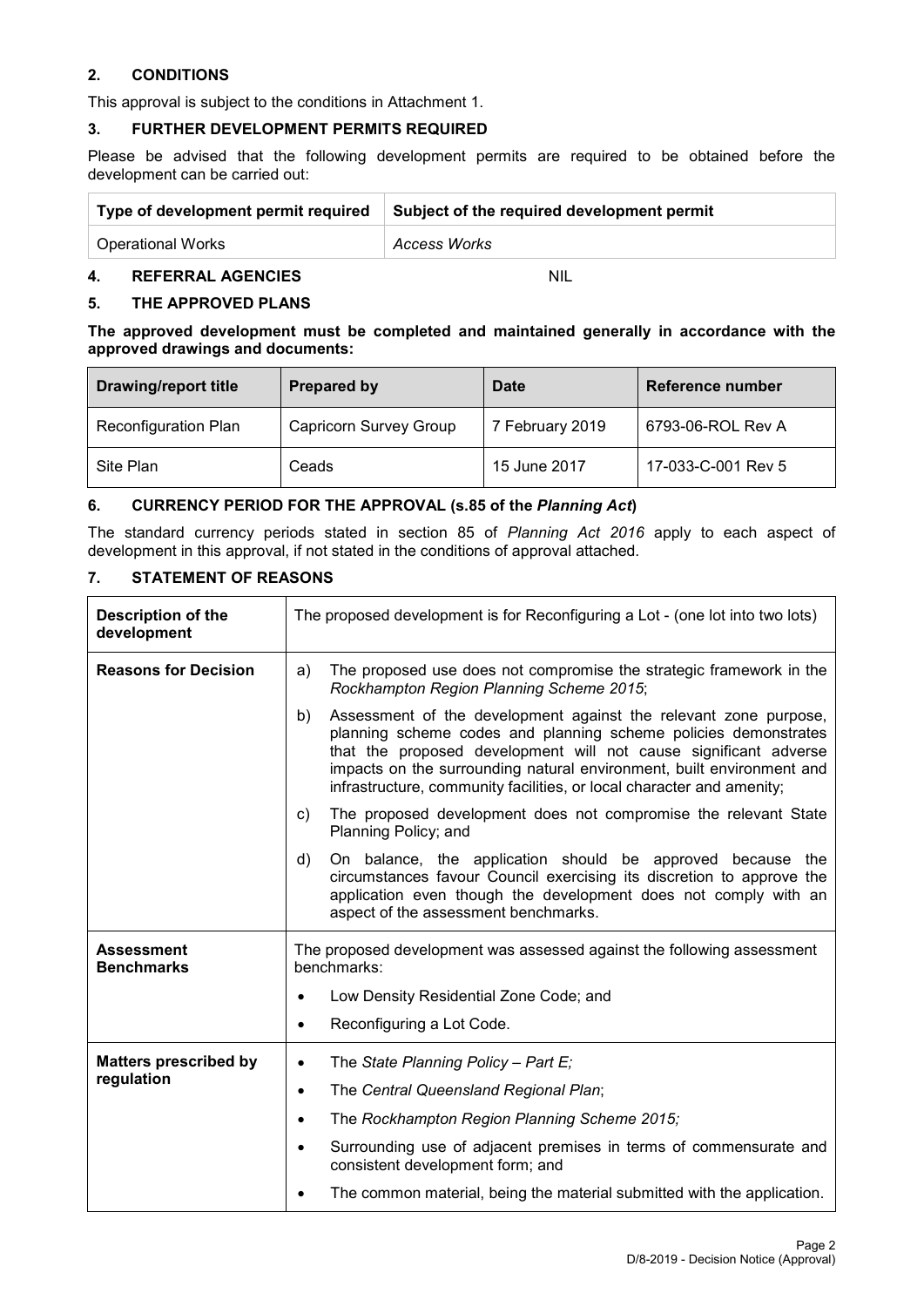## 2. CONDITIONS

This approval is subject to the conditions in Attachment 1.

## 3. FURTHER DEVELOPMENT PERMITS REQUIRED

Please be advised that the following development permits are required to be obtained before the development can be carried out:

| Type of development permit required | Subject of the required development permit |
|---|---|
| Operational Works | *Access Works* |

## 4. REFERRAL AGENCIES NIL

## 5. THE APPROVED PLANS

**The approved development must be completed and maintained generally in accordance with the approved drawings and documents:**

| Drawing/report title | Prepared by | Date | Reference number |
|---|---|---|---|
| Reconfiguration Plan | Capricorn Survey Group | 7 February 2019 | 6793-06-ROL Rev A |
| Site Plan | Ceads | 15 June 2017 | 17-033-C-001 Rev 5 |

## 6. CURRENCY PERIOD FOR THE APPROVAL (s.85 of the *Planning Act*)

The standard currency periods stated in section 85 of *Planning Act 2016* apply to each aspect of development in this approval, if not stated in the conditions of approval attached.

## 7. STATEMENT OF REASONS

| | |
|---|---|
| **Description of the development** | The proposed development is for Reconfiguring a Lot - (one lot into two lots) |
| **Reasons for Decision** | a) The proposed use does not compromise the strategic framework in the *Rockhampton Region Planning Scheme 2015*;<br>b) Assessment of the development against the relevant zone purpose, planning scheme codes and planning scheme policies demonstrates that the proposed development will not cause significant adverse impacts on the surrounding natural environment, built environment and infrastructure, community facilities, or local character and amenity;<br>c) The proposed development does not compromise the relevant State Planning Policy; and<br>d) On balance, the application should be approved because the circumstances favour Council exercising its discretion to approve the application even though the development does not comply with an aspect of the assessment benchmarks. |
| **Assessment Benchmarks** | The proposed development was assessed against the following assessment benchmarks:<br>• Low Density Residential Zone Code; and<br>• Reconfiguring a Lot Code. |
| **Matters prescribed by regulation** | • The *State Planning Policy – Part E;*<br>• The *Central Queensland Regional Plan*;<br>• The *Rockhampton Region Planning Scheme 2015;*<br>• Surrounding use of adjacent premises in terms of commensurate and consistent development form; and<br>• The common material, being the material submitted with the application. |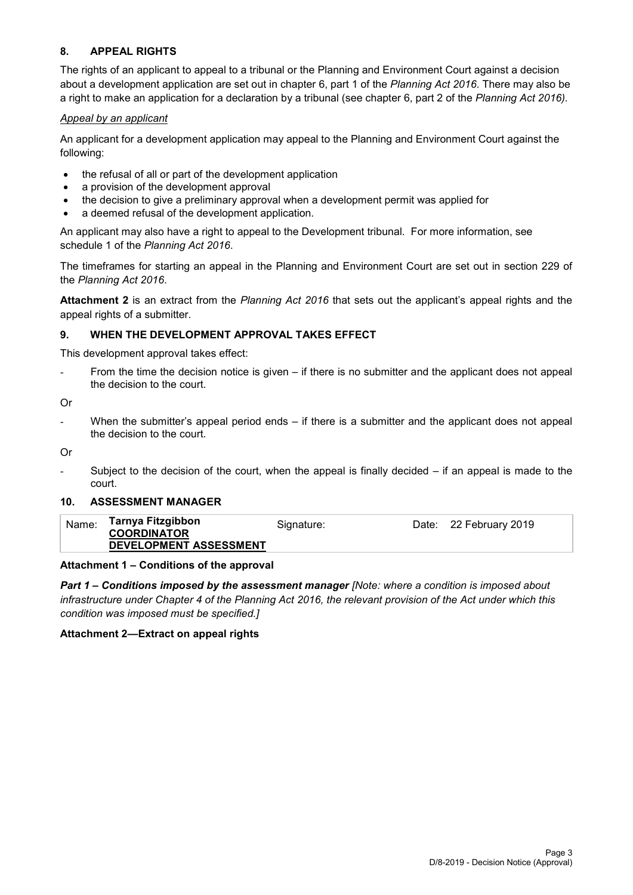## 8. APPEAL RIGHTS

The rights of an applicant to appeal to a tribunal or the Planning and Environment Court against a decision about a development application are set out in chapter 6, part 1 of the *Planning Act 2016*. There may also be a right to make an application for a declaration by a tribunal (see chapter 6, part 2 of the *Planning Act 2016)*.

*Appeal by an applicant*

An applicant for a development application may appeal to the Planning and Environment Court against the following:

- the refusal of all or part of the development application
- a provision of the development approval
- the decision to give a preliminary approval when a development permit was applied for
- a deemed refusal of the development application.

An applicant may also have a right to appeal to the Development tribunal. For more information, see schedule 1 of the *Planning Act 2016*.

The timeframes for starting an appeal in the Planning and Environment Court are set out in section 229 of the *Planning Act 2016*.

**Attachment 2** is an extract from the *Planning Act 2016* that sets out the applicant's appeal rights and the appeal rights of a submitter.

## 9. WHEN THE DEVELOPMENT APPROVAL TAKES EFFECT

This development approval takes effect:

- From the time the decision notice is given – if there is no submitter and the applicant does not appeal the decision to the court.

Or

- When the submitter's appeal period ends – if there is a submitter and the applicant does not appeal the decision to the court.

Or

- Subject to the decision of the court, when the appeal is finally decided – if an appeal is made to the court.

## 10. ASSESSMENT MANAGER

| Name: | **Tarnya Fitzgibbon** <br> **COORDINATOR** <br> **DEVELOPMENT ASSESSMENT** | Signature: | Date: 22 February 2019 |
|---|---|---|---|

**Attachment 1 – Conditions of the approval**

***Part 1 – Conditions imposed by the assessment manager*** *[Note: where a condition is imposed about infrastructure under Chapter 4 of the Planning Act 2016, the relevant provision of the Act under which this condition was imposed must be specified.]*

**Attachment 2—Extract on appeal rights**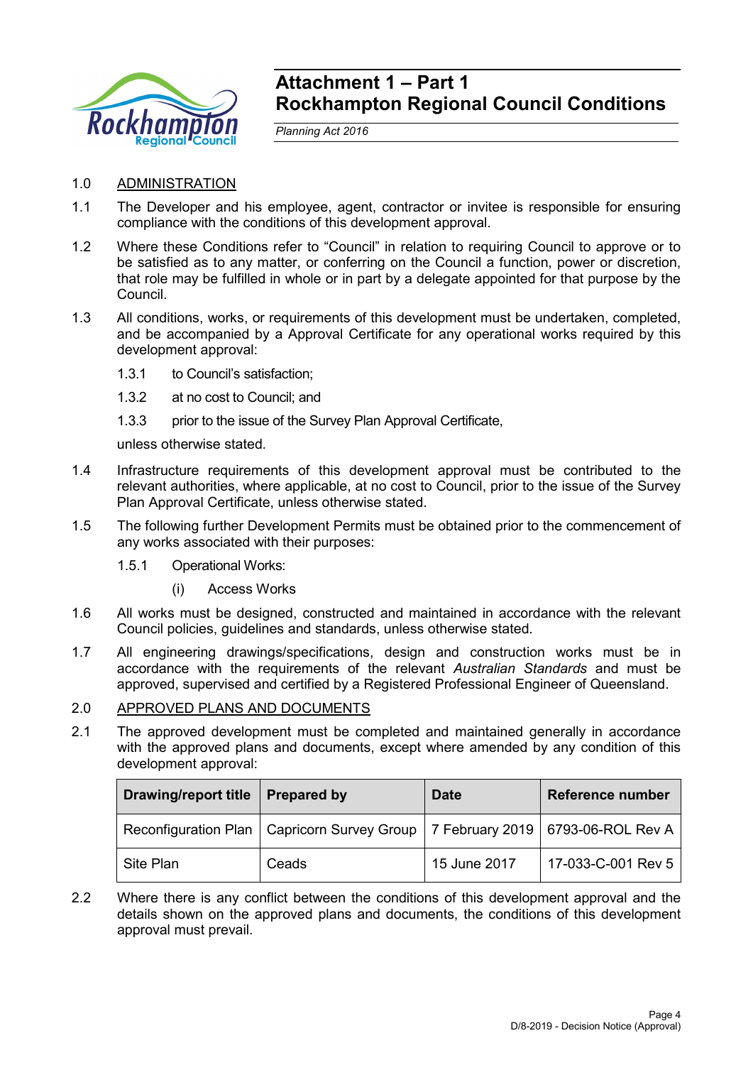# Attachment 1 – Part 1
# Rockhampton Regional Council Conditions

*Planning Act 2016*

1.0 ADMINISTRATION

1.1 The Developer and his employee, agent, contractor or invitee is responsible for ensuring compliance with the conditions of this development approval.

1.2 Where these Conditions refer to "Council" in relation to requiring Council to approve or to be satisfied as to any matter, or conferring on the Council a function, power or discretion, that role may be fulfilled in whole or in part by a delegate appointed for that purpose by the Council.

1.3 All conditions, works, or requirements of this development must be undertaken, completed, and be accompanied by a Approval Certificate for any operational works required by this development approval:

1.3.1 to Council's satisfaction;

1.3.2 at no cost to Council; and

1.3.3 prior to the issue of the Survey Plan Approval Certificate,

unless otherwise stated.

1.4 Infrastructure requirements of this development approval must be contributed to the relevant authorities, where applicable, at no cost to Council, prior to the issue of the Survey Plan Approval Certificate, unless otherwise stated.

1.5 The following further Development Permits must be obtained prior to the commencement of any works associated with their purposes:

1.5.1 Operational Works:

(i) Access Works

1.6 All works must be designed, constructed and maintained in accordance with the relevant Council policies, guidelines and standards, unless otherwise stated.

1.7 All engineering drawings/specifications, design and construction works must be in accordance with the requirements of the relevant *Australian Standards* and must be approved, supervised and certified by a Registered Professional Engineer of Queensland.

2.0 APPROVED PLANS AND DOCUMENTS

2.1 The approved development must be completed and maintained generally in accordance with the approved plans and documents, except where amended by any condition of this development approval:

| Drawing/report title | Prepared by | Date | Reference number |
|---|---|---|---|
| Reconfiguration Plan | Capricorn Survey Group | 7 February 2019 | 6793-06-ROL Rev A |
| Site Plan | Ceads | 15 June 2017 | 17-033-C-001 Rev 5 |

2.2 Where there is any conflict between the conditions of this development approval and the details shown on the approved plans and documents, the conditions of this development approval must prevail.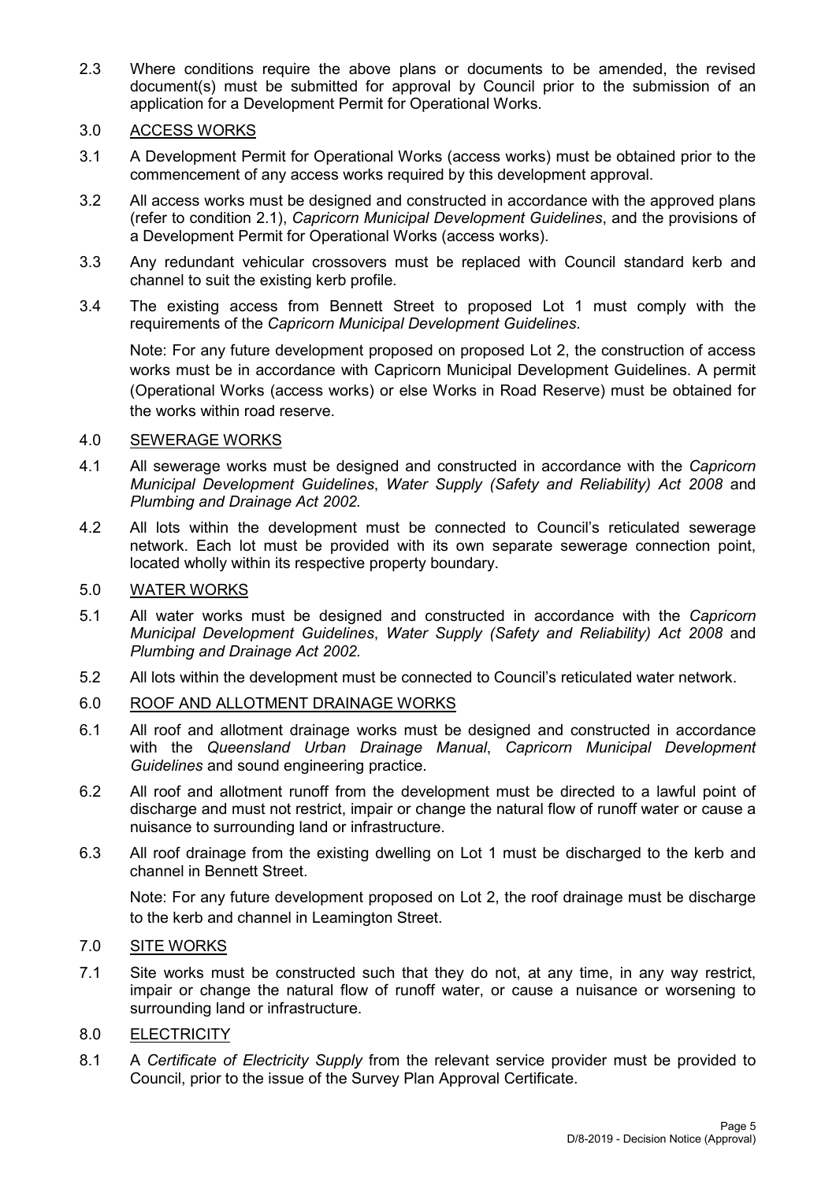2.3 Where conditions require the above plans or documents to be amended, the revised document(s) must be submitted for approval by Council prior to the submission of an application for a Development Permit for Operational Works.

3.0 <u>ACCESS WORKS</u>

3.1 A Development Permit for Operational Works (access works) must be obtained prior to the commencement of any access works required by this development approval.

3.2 All access works must be designed and constructed in accordance with the approved plans (refer to condition 2.1), *Capricorn Municipal Development Guidelines*, and the provisions of a Development Permit for Operational Works (access works).

3.3 Any redundant vehicular crossovers must be replaced with Council standard kerb and channel to suit the existing kerb profile.

3.4 The existing access from Bennett Street to proposed Lot 1 must comply with the requirements of the *Capricorn Municipal Development Guidelines*.

Note: For any future development proposed on proposed Lot 2, the construction of access works must be in accordance with Capricorn Municipal Development Guidelines. A permit (Operational Works (access works) or else Works in Road Reserve) must be obtained for the works within road reserve.

4.0 <u>SEWERAGE WORKS</u>

4.1 All sewerage works must be designed and constructed in accordance with the *Capricorn Municipal Development Guidelines*, *Water Supply (Safety and Reliability) Act 2008* and *Plumbing and Drainage Act 2002.*

4.2 All lots within the development must be connected to Council's reticulated sewerage network. Each lot must be provided with its own separate sewerage connection point, located wholly within its respective property boundary.

5.0 <u>WATER WORKS</u>

5.1 All water works must be designed and constructed in accordance with the *Capricorn Municipal Development Guidelines*, *Water Supply (Safety and Reliability) Act 2008* and *Plumbing and Drainage Act 2002.*

5.2 All lots within the development must be connected to Council's reticulated water network.

6.0 <u>ROOF AND ALLOTMENT DRAINAGE WORKS</u>

6.1 All roof and allotment drainage works must be designed and constructed in accordance with the *Queensland Urban Drainage Manual*, *Capricorn Municipal Development Guidelines* and sound engineering practice.

6.2 All roof and allotment runoff from the development must be directed to a lawful point of discharge and must not restrict, impair or change the natural flow of runoff water or cause a nuisance to surrounding land or infrastructure.

6.3 All roof drainage from the existing dwelling on Lot 1 must be discharged to the kerb and channel in Bennett Street.

Note: For any future development proposed on Lot 2, the roof drainage must be discharge to the kerb and channel in Leamington Street.

7.0 <u>SITE WORKS</u>

7.1 Site works must be constructed such that they do not, at any time, in any way restrict, impair or change the natural flow of runoff water, or cause a nuisance or worsening to surrounding land or infrastructure.

8.0 <u>ELECTRICITY</u>

8.1 A *Certificate of Electricity Supply* from the relevant service provider must be provided to Council, prior to the issue of the Survey Plan Approval Certificate.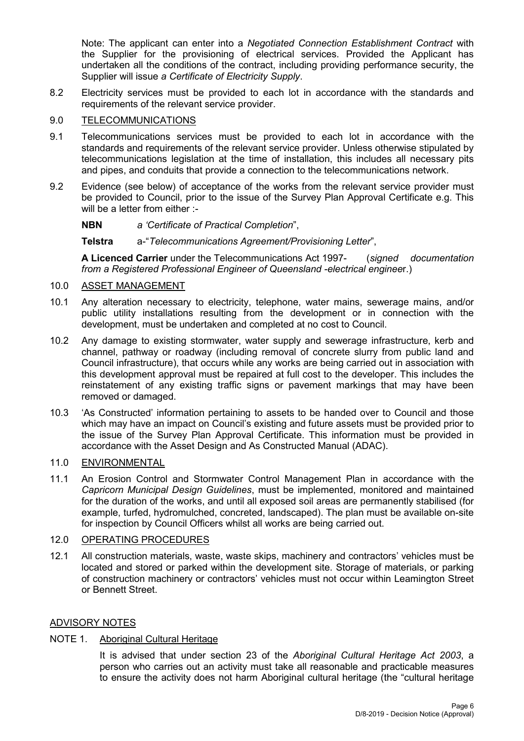Note: The applicant can enter into a *Negotiated Connection Establishment Contract* with the Supplier for the provisioning of electrical services. Provided the Applicant has undertaken all the conditions of the contract, including providing performance security, the Supplier will issue *a Certificate of Electricity Supply*.

8.2 Electricity services must be provided to each lot in accordance with the standards and requirements of the relevant service provider.

9.0 TELECOMMUNICATIONS

9.1 Telecommunications services must be provided to each lot in accordance with the standards and requirements of the relevant service provider. Unless otherwise stipulated by telecommunications legislation at the time of installation, this includes all necessary pits and pipes, and conduits that provide a connection to the telecommunications network.

9.2 Evidence (see below) of acceptance of the works from the relevant service provider must be provided to Council, prior to the issue of the Survey Plan Approval Certificate e.g. This will be a letter from either :-

**NBN** *a 'Certificate of Practical Completion*",

**Telstra** a-"*Telecommunications Agreement/Provisioning Letter*",

**A Licenced Carrier** under the Telecommunications Act 1997- (*signed documentation from a Registered Professional Engineer of Queensland -electrical enginee*r.)

10.0 ASSET MANAGEMENT

10.1 Any alteration necessary to electricity, telephone, water mains, sewerage mains, and/or public utility installations resulting from the development or in connection with the development, must be undertaken and completed at no cost to Council.

10.2 Any damage to existing stormwater, water supply and sewerage infrastructure, kerb and channel, pathway or roadway (including removal of concrete slurry from public land and Council infrastructure), that occurs while any works are being carried out in association with this development approval must be repaired at full cost to the developer. This includes the reinstatement of any existing traffic signs or pavement markings that may have been removed or damaged.

10.3 'As Constructed' information pertaining to assets to be handed over to Council and those which may have an impact on Council's existing and future assets must be provided prior to the issue of the Survey Plan Approval Certificate. This information must be provided in accordance with the Asset Design and As Constructed Manual (ADAC).

11.0 ENVIRONMENTAL

11.1 An Erosion Control and Stormwater Control Management Plan in accordance with the *Capricorn Municipal Design Guidelines*, must be implemented, monitored and maintained for the duration of the works, and until all exposed soil areas are permanently stabilised (for example, turfed, hydromulched, concreted, landscaped). The plan must be available on-site for inspection by Council Officers whilst all works are being carried out.

12.0 OPERATING PROCEDURES

12.1 All construction materials, waste, waste skips, machinery and contractors' vehicles must be located and stored or parked within the development site. Storage of materials, or parking of construction machinery or contractors' vehicles must not occur within Leamington Street or Bennett Street.

## ADVISORY NOTES

NOTE 1. Aboriginal Cultural Heritage

It is advised that under section 23 of the *Aboriginal Cultural Heritage Act 2003*, a person who carries out an activity must take all reasonable and practicable measures to ensure the activity does not harm Aboriginal cultural heritage (the "cultural heritage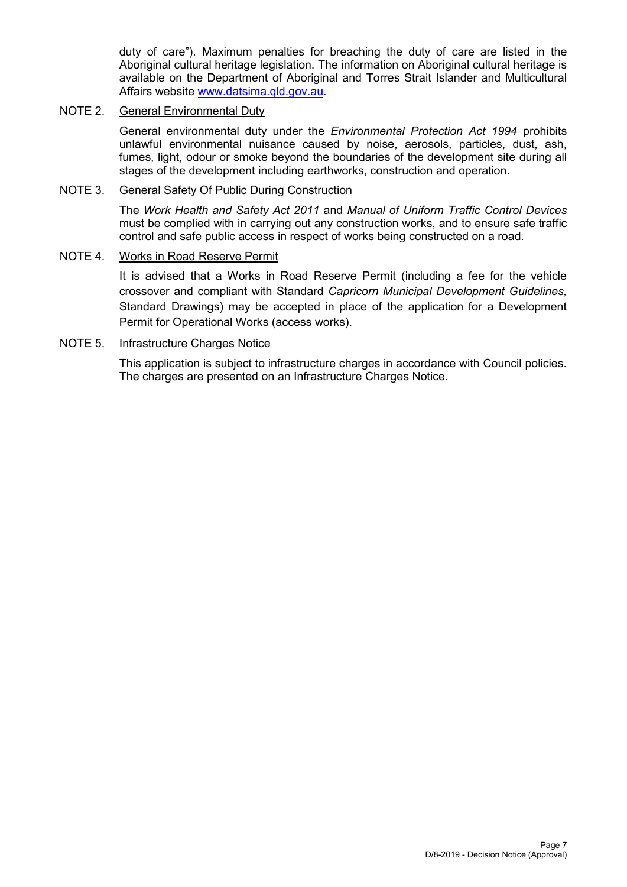duty of care"). Maximum penalties for breaching the duty of care are listed in the Aboriginal cultural heritage legislation. The information on Aboriginal cultural heritage is available on the Department of Aboriginal and Torres Strait Islander and Multicultural Affairs website www.datsima.qld.gov.au.

NOTE 2. General Environmental Duty

General environmental duty under the *Environmental Protection Act 1994* prohibits unlawful environmental nuisance caused by noise, aerosols, particles, dust, ash, fumes, light, odour or smoke beyond the boundaries of the development site during all stages of the development including earthworks, construction and operation.

NOTE 3. General Safety Of Public During Construction

The *Work Health and Safety Act 2011* and *Manual of Uniform Traffic Control Devices* must be complied with in carrying out any construction works, and to ensure safe traffic control and safe public access in respect of works being constructed on a road.

NOTE 4. Works in Road Reserve Permit

It is advised that a Works in Road Reserve Permit (including a fee for the vehicle crossover and compliant with Standard *Capricorn Municipal Development Guidelines,* Standard Drawings) may be accepted in place of the application for a Development Permit for Operational Works (access works).

NOTE 5. Infrastructure Charges Notice

This application is subject to infrastructure charges in accordance with Council policies. The charges are presented on an Infrastructure Charges Notice.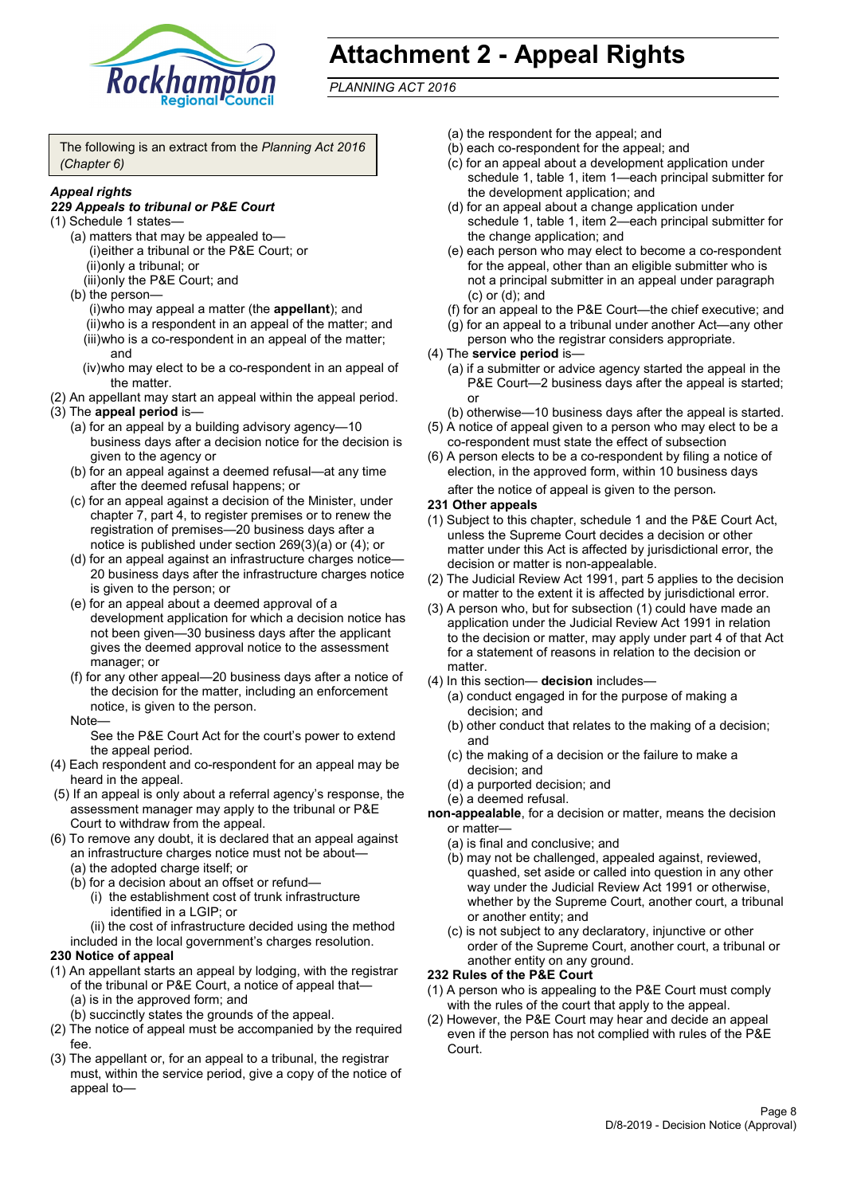# Attachment 2 - Appeal Rights

*PLANNING ACT 2016*

The following is an extract from the *Planning Act 2016 (Chapter 6)*

***Appeal rights***

***229 Appeals to tribunal or P&E Court***

(1) Schedule 1 states—

(a) matters that may be appealed to—

(i) either a tribunal or the P&E Court; or

(ii) only a tribunal; or

(iii) only the P&E Court; and

(b) the person—

(i) who may appeal a matter (the **appellant**); and

(ii) who is a respondent in an appeal of the matter; and

(iii) who is a co-respondent in an appeal of the matter; and

(iv) who may elect to be a co-respondent in an appeal of the matter.

(2) An appellant may start an appeal within the appeal period.

(3) The **appeal period** is—

(a) for an appeal by a building advisory agency—10 business days after a decision notice for the decision is given to the agency or

(b) for an appeal against a deemed refusal—at any time after the deemed refusal happens; or

(c) for an appeal against a decision of the Minister, under chapter 7, part 4, to register premises or to renew the registration of premises—20 business days after a notice is published under section 269(3)(a) or (4); or

(d) for an appeal against an infrastructure charges notice—20 business days after the infrastructure charges notice is given to the person; or

(e) for an appeal about a deemed approval of a development application for which a decision notice has not been given—30 business days after the applicant gives the deemed approval notice to the assessment manager; or

(f) for any other appeal—20 business days after a notice of the decision for the matter, including an enforcement notice, is given to the person.

Note—

See the P&E Court Act for the court's power to extend the appeal period.

(4) Each respondent and co-respondent for an appeal may be heard in the appeal.

(5) If an appeal is only about a referral agency's response, the assessment manager may apply to the tribunal or P&E Court to withdraw from the appeal.

(6) To remove any doubt, it is declared that an appeal against an infrastructure charges notice must not be about—

(a) the adopted charge itself; or

(b) for a decision about an offset or refund—

(i) the establishment cost of trunk infrastructure identified in a LGIP; or

(ii) the cost of infrastructure decided using the method included in the local government's charges resolution.

**230 Notice of appeal**

(1) An appellant starts an appeal by lodging, with the registrar of the tribunal or P&E Court, a notice of appeal that—

(a) is in the approved form; and

(b) succinctly states the grounds of the appeal.

(2) The notice of appeal must be accompanied by the required fee.

(3) The appellant or, for an appeal to a tribunal, the registrar must, within the service period, give a copy of the notice of appeal to—

(a) the respondent for the appeal; and

(b) each co-respondent for the appeal; and

(c) for an appeal about a development application under schedule 1, table 1, item 1—each principal submitter for the development application; and

(d) for an appeal about a change application under schedule 1, table 1, item 2—each principal submitter for the change application; and

(e) each person who may elect to become a co-respondent for the appeal, other than an eligible submitter who is not a principal submitter in an appeal under paragraph (c) or (d); and

(f) for an appeal to the P&E Court—the chief executive; and

(g) for an appeal to a tribunal under another Act—any other person who the registrar considers appropriate.

(4) The **service period** is—

(a) if a submitter or advice agency started the appeal in the P&E Court—2 business days after the appeal is started; or

(b) otherwise—10 business days after the appeal is started.

(5) A notice of appeal given to a person who may elect to be a co-respondent must state the effect of subsection

(6) A person elects to be a co-respondent by filing a notice of election, in the approved form, within 10 business days after the notice of appeal is given to the person.

**231 Other appeals**

(1) Subject to this chapter, schedule 1 and the P&E Court Act, unless the Supreme Court decides a decision or other matter under this Act is affected by jurisdictional error, the decision or matter is non-appealable.

(2) The Judicial Review Act 1991, part 5 applies to the decision or matter to the extent it is affected by jurisdictional error.

(3) A person who, but for subsection (1) could have made an application under the Judicial Review Act 1991 in relation to the decision or matter, may apply under part 4 of that Act for a statement of reasons in relation to the decision or matter.

(4) In this section— **decision** includes—

(a) conduct engaged in for the purpose of making a decision; and

(b) other conduct that relates to the making of a decision; and

(c) the making of a decision or the failure to make a decision; and

(d) a purported decision; and

(e) a deemed refusal.

**non-appealable**, for a decision or matter, means the decision or matter—

(a) is final and conclusive; and

(b) may not be challenged, appealed against, reviewed, quashed, set aside or called into question in any other way under the Judicial Review Act 1991 or otherwise, whether by the Supreme Court, another court, a tribunal or another entity; and

(c) is not subject to any declaratory, injunctive or other order of the Supreme Court, another court, a tribunal or another entity on any ground.

**232 Rules of the P&E Court**

(1) A person who is appealing to the P&E Court must comply with the rules of the court that apply to the appeal.

(2) However, the P&E Court may hear and decide an appeal even if the person has not complied with rules of the P&E Court.

D/8-2019 - Decision Notice (Approval)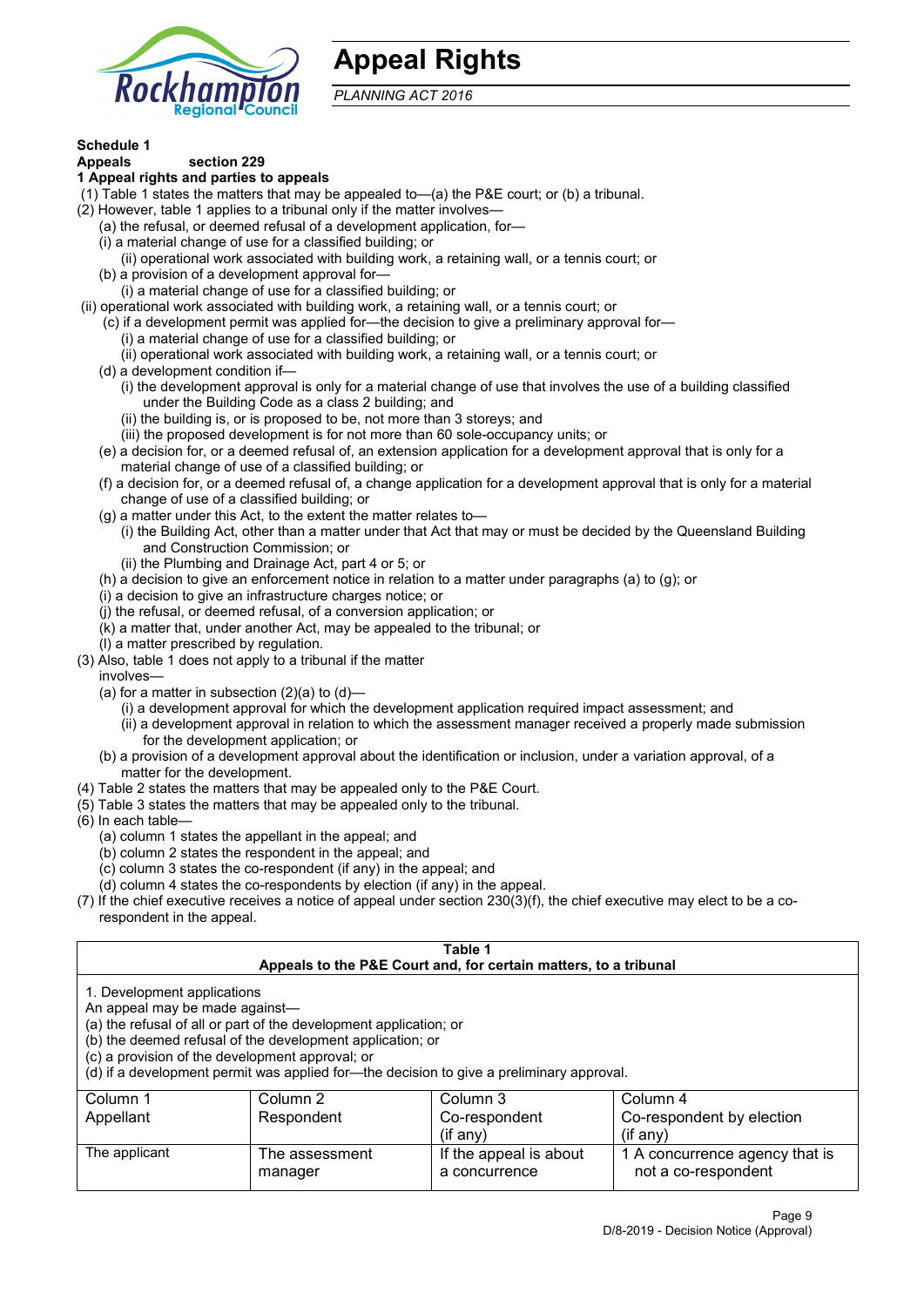# Appeal Rights

*PLANNING ACT 2016*

**Schedule 1**
**Appeals section 229**
**1 Appeal rights and parties to appeals**

(1) Table 1 states the matters that may be appealed to—(a) the P&E court; or (b) a tribunal.
(2) However, table 1 applies to a tribunal only if the matter involves—
  (a) the refusal, or deemed refusal of a development application, for—
  (i) a material change of use for a classified building; or
    (ii) operational work associated with building work, a retaining wall, or a tennis court; or
  (b) a provision of a development approval for—
    (i) a material change of use for a classified building; or
 (ii) operational work associated with building work, a retaining wall, or a tennis court; or
  (c) if a development permit was applied for—the decision to give a preliminary approval for—
    (i) a material change of use for a classified building; or
    (ii) operational work associated with building work, a retaining wall, or a tennis court; or
  (d) a development condition if—
    (i) the development approval is only for a material change of use that involves the use of a building classified under the Building Code as a class 2 building; and
    (ii) the building is, or is proposed to be, not more than 3 storeys; and
    (iii) the proposed development is for not more than 60 sole-occupancy units; or
  (e) a decision for, or a deemed refusal of, an extension application for a development approval that is only for a material change of use of a classified building; or
  (f) a decision for, or a deemed refusal of, a change application for a development approval that is only for a material change of use of a classified building; or
  (g) a matter under this Act, to the extent the matter relates to—
    (i) the Building Act, other than a matter under that Act that may or must be decided by the Queensland Building and Construction Commission; or
    (ii) the Plumbing and Drainage Act, part 4 or 5; or
  (h) a decision to give an enforcement notice in relation to a matter under paragraphs (a) to (g); or
  (i) a decision to give an infrastructure charges notice; or
  (j) the refusal, or deemed refusal, of a conversion application; or
  (k) a matter that, under another Act, may be appealed to the tribunal; or
  (l) a matter prescribed by regulation.
(3) Also, table 1 does not apply to a tribunal if the matter involves—
  (a) for a matter in subsection (2)(a) to (d)—
    (i) a development approval for which the development application required impact assessment; and
    (ii) a development approval in relation to which the assessment manager received a properly made submission for the development application; or
  (b) a provision of a development approval about the identification or inclusion, under a variation approval, of a matter for the development.
(4) Table 2 states the matters that may be appealed only to the P&E Court.
(5) Table 3 states the matters that may be appealed only to the tribunal.
(6) In each table—
  (a) column 1 states the appellant in the appeal; and
  (b) column 2 states the respondent in the appeal; and
  (c) column 3 states the co-respondent (if any) in the appeal; and
  (d) column 4 states the co-respondents by election (if any) in the appeal.
(7) If the chief executive receives a notice of appeal under section 230(3)(f), the chief executive may elect to be a co-respondent in the appeal.

**Table 1**
**Appeals to the P&E Court and, for certain matters, to a tribunal**

1. Development applications
An appeal may be made against—
(a) the refusal of all or part of the development application; or
(b) the deemed refusal of the development application; or
(c) a provision of the development approval; or
(d) if a development permit was applied for—the decision to give a preliminary approval.

| Column 1<br>Appellant | Column 2<br>Respondent | Column 3<br>Co-respondent<br>(if any) | Column 4<br>Co-respondent by election<br>(if any) |
|---|---|---|---|
| The applicant | The assessment manager | If the appeal is about a concurrence | 1 A concurrence agency that is not a co-respondent |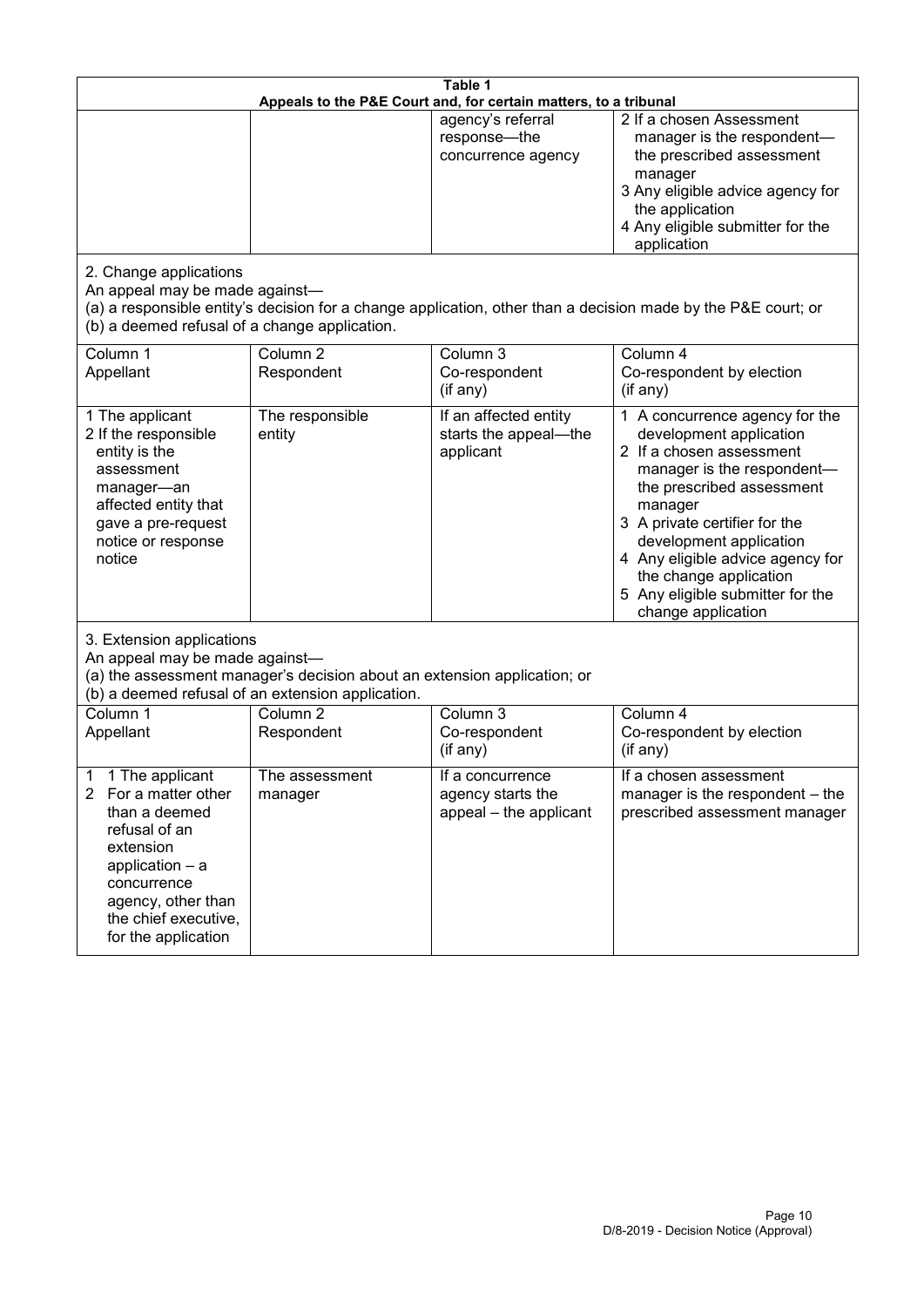**Table 1**
**Appeals to the P&E Court and, for certain matters, to a tribunal**

| | | | |
|---|---|---|---|
| | | agency's referral response—the concurrence agency | 2 If a chosen Assessment manager is the respondent—the prescribed assessment manager<br>3 Any eligible advice agency for the application<br>4 Any eligible submitter for the application |

2. Change applications
An appeal may be made against—
(a) a responsible entity's decision for a change application, other than a decision made by the P&E court; or
(b) a deemed refusal of a change application.

| Column 1<br>Appellant | Column 2<br>Respondent | Column 3<br>Co-respondent<br>(if any) | Column 4<br>Co-respondent by election<br>(if any) |
|---|---|---|---|
| 1 The applicant<br>2 If the responsible entity is the assessment manager—an affected entity that gave a pre-request notice or response notice | The responsible entity | If an affected entity starts the appeal—the applicant | 1 A concurrence agency for the development application<br>2 If a chosen assessment manager is the respondent—the prescribed assessment manager<br>3 A private certifier for the development application<br>4 Any eligible advice agency for the change application<br>5 Any eligible submitter for the change application |

3. Extension applications
An appeal may be made against—
(a) the assessment manager's decision about an extension application; or
(b) a deemed refusal of an extension application.

| Column 1<br>Appellant | Column 2<br>Respondent | Column 3<br>Co-respondent<br>(if any) | Column 4<br>Co-respondent by election<br>(if any) |
|---|---|---|---|
| 1 1 The applicant<br>2 For a matter other than a deemed refusal of an extension application – a concurrence agency, other than the chief executive, for the application | The assessment manager | If a concurrence agency starts the appeal – the applicant | If a chosen assessment manager is the respondent – the prescribed assessment manager |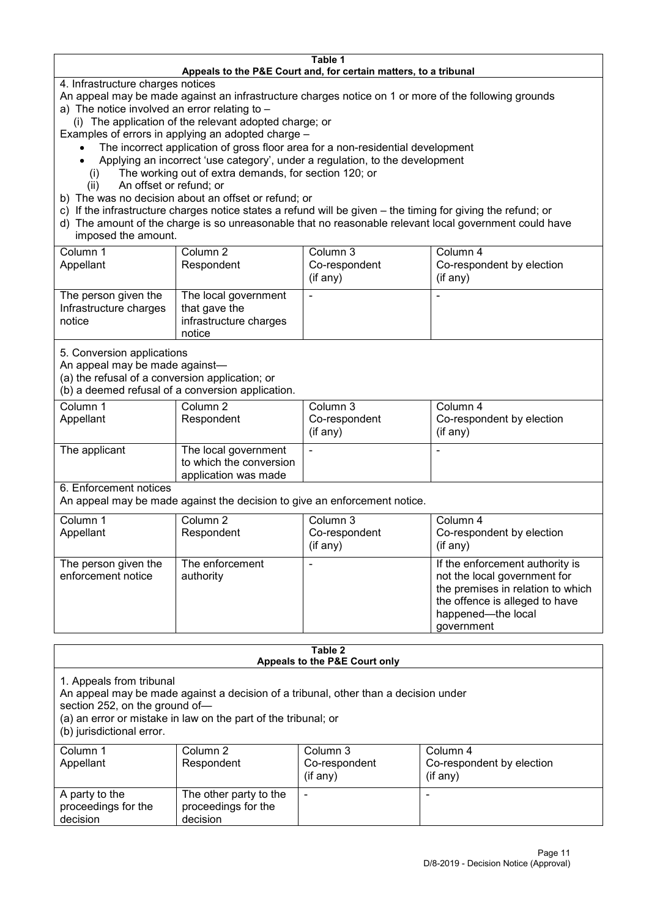**Table 1**
**Appeals to the P&E Court and, for certain matters, to a tribunal**

4. Infrastructure charges notices

An appeal may be made against an infrastructure charges notice on 1 or more of the following grounds

a) The notice involved an error relating to –

  (i) The application of the relevant adopted charge; or

Examples of errors in applying an adopted charge –

- The incorrect application of gross floor area for a non-residential development
- Applying an incorrect 'use category', under a regulation, to the development

  (i) The working out of extra demands, for section 120; or

  (ii) An offset or refund; or

b) The was no decision about an offset or refund; or

c) If the infrastructure charges notice states a refund will be given – the timing for giving the refund; or

d) The amount of the charge is so unreasonable that no reasonable relevant local government could have imposed the amount.

| Column 1<br>Appellant | Column 2<br>Respondent | Column 3<br>Co-respondent<br>(if any) | Column 4<br>Co-respondent by election<br>(if any) |
|---|---|---|---|
| The person given the Infrastructure charges notice | The local government that gave the infrastructure charges notice | - | - |

5. Conversion applications

An appeal may be made against—

(a) the refusal of a conversion application; or

(b) a deemed refusal of a conversion application.

| Column 1<br>Appellant | Column 2<br>Respondent | Column 3<br>Co-respondent<br>(if any) | Column 4<br>Co-respondent by election<br>(if any) |
|---|---|---|---|
| The applicant | The local government to which the conversion application was made | - | - |

6. Enforcement notices

An appeal may be made against the decision to give an enforcement notice.

| Column 1<br>Appellant | Column 2<br>Respondent | Column 3<br>Co-respondent<br>(if any) | Column 4<br>Co-respondent by election<br>(if any) |
|---|---|---|---|
| The person given the enforcement notice | The enforcement authority | - | If the enforcement authority is not the local government for the premises in relation to which the offence is alleged to have happened—the local government |

**Table 2**
**Appeals to the P&E Court only**

1. Appeals from tribunal

An appeal may be made against a decision of a tribunal, other than a decision under section 252, on the ground of—

(a) an error or mistake in law on the part of the tribunal; or

(b) jurisdictional error.

| Column 1<br>Appellant | Column 2<br>Respondent | Column 3<br>Co-respondent<br>(if any) | Column 4<br>Co-respondent by election<br>(if any) |
|---|---|---|---|
| A party to the proceedings for the decision | The other party to the proceedings for the decision | - | - |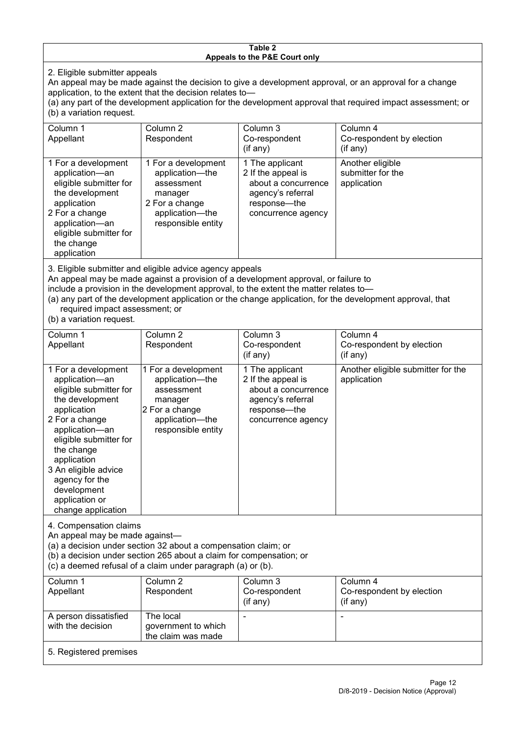**Table 2**
**Appeals to the P&E Court only**

2. Eligible submitter appeals

An appeal may be made against the decision to give a development approval, or an approval for a change application, to the extent that the decision relates to—

(a) any part of the development application for the development approval that required impact assessment; or

(b) a variation request.

| Column 1<br>Appellant | Column 2<br>Respondent | Column 3<br>Co-respondent<br>(if any) | Column 4<br>Co-respondent by election<br>(if any) |
|---|---|---|---|
| 1 For a development application—an eligible submitter for the development application<br>2 For a change application—an eligible submitter for the change application | 1 For a development application—the assessment manager<br>2 For a change application—the responsible entity | 1 The applicant<br>2 If the appeal is about a concurrence agency's referral response—the concurrence agency | Another eligible submitter for the application |

3. Eligible submitter and eligible advice agency appeals

An appeal may be made against a provision of a development approval, or failure to include a provision in the development approval, to the extent the matter relates to—

(a) any part of the development application or the change application, for the development approval, that required impact assessment; or

(b) a variation request.

| Column 1<br>Appellant | Column 2<br>Respondent | Column 3<br>Co-respondent<br>(if any) | Column 4<br>Co-respondent by election<br>(if any) |
|---|---|---|---|
| 1 For a development application—an eligible submitter for the development application<br>2 For a change application—an eligible submitter for the change application<br>3 An eligible advice agency for the development application or change application | 1 For a development application—the assessment manager<br>2 For a change application—the responsible entity | 1 The applicant<br>2 If the appeal is about a concurrence agency's referral response—the concurrence agency | Another eligible submitter for the application |

4. Compensation claims

An appeal may be made against—

(a) a decision under section 32 about a compensation claim; or

(b) a decision under section 265 about a claim for compensation; or

(c) a deemed refusal of a claim under paragraph (a) or (b).

| Column 1<br>Appellant | Column 2<br>Respondent | Column 3<br>Co-respondent<br>(if any) | Column 4<br>Co-respondent by election<br>(if any) |
|---|---|---|---|
| A person dissatisfied with the decision | The local government to which the claim was made | - | - |

5. Registered premises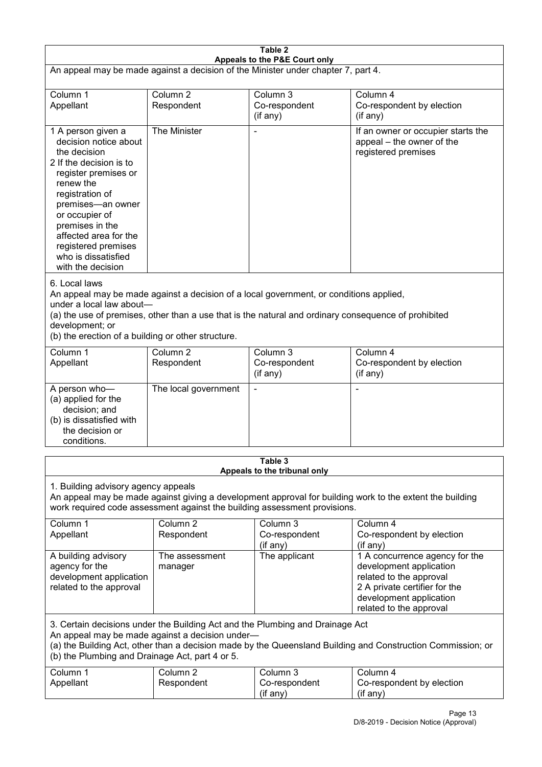**Table 2**
**Appeals to the P&E Court only**

An appeal may be made against a decision of the Minister under chapter 7, part 4.

| Column 1<br>Appellant | Column 2<br>Respondent | Column 3<br>Co-respondent<br>(if any) | Column 4<br>Co-respondent by election<br>(if any) |
|---|---|---|---|
| 1 A person given a decision notice about the decision<br>2 If the decision is to register premises or renew the registration of premises—an owner or occupier of premises in the affected area for the registered premises who is dissatisfied with the decision | The Minister | - | If an owner or occupier starts the appeal – the owner of the registered premises |

6. Local laws

An appeal may be made against a decision of a local government, or conditions applied, under a local law about—

(a) the use of premises, other than a use that is the natural and ordinary consequence of prohibited development; or

(b) the erection of a building or other structure.

| Column 1<br>Appellant | Column 2<br>Respondent | Column 3<br>Co-respondent<br>(if any) | Column 4<br>Co-respondent by election<br>(if any) |
|---|---|---|---|
| A person who—<br>(a) applied for the decision; and<br>(b) is dissatisfied with the decision or conditions. | The local government | - | - |

**Table 3**
**Appeals to the tribunal only**

1. Building advisory agency appeals

An appeal may be made against giving a development approval for building work to the extent the building work required code assessment against the building assessment provisions.

| Column 1<br>Appellant | Column 2<br>Respondent | Column 3<br>Co-respondent<br>(if any) | Column 4<br>Co-respondent by election<br>(if any) |
|---|---|---|---|
| A building advisory agency for the development application related to the approval | The assessment manager | The applicant | 1 A concurrence agency for the development application related to the approval<br>2 A private certifier for the development application related to the approval |

3. Certain decisions under the Building Act and the Plumbing and Drainage Act

An appeal may be made against a decision under—

(a) the Building Act, other than a decision made by the Queensland Building and Construction Commission; or

(b) the Plumbing and Drainage Act, part 4 or 5.

| Column 1<br>Appellant | Column 2<br>Respondent | Column 3<br>Co-respondent<br>(if any) | Column 4<br>Co-respondent by election<br>(if any) |
|---|---|---|---|

D/8-2019 - Decision Notice (Approval)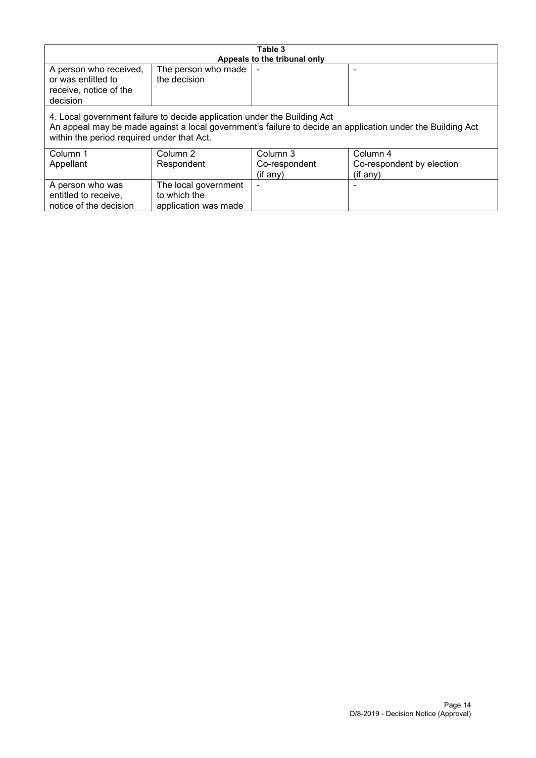| | | | |
|---|---|---|---|
| **Table 3** **Appeals to the tribunal only** | | | |
| A person who received, or was entitled to receive, notice of the decision | The person who made the decision | - | - |
| 4. Local government failure to decide application under the Building Act<br>An appeal may be made against a local government's failure to decide an application under the Building Act within the period required under that Act. | | | |
| Column 1<br>Appellant | Column 2<br>Respondent | Column 3<br>Co-respondent<br>(if any) | Column 4<br>Co-respondent by election<br>(if any) |
| A person who was entitled to receive, notice of the decision | The local government to which the application was made | - | - |